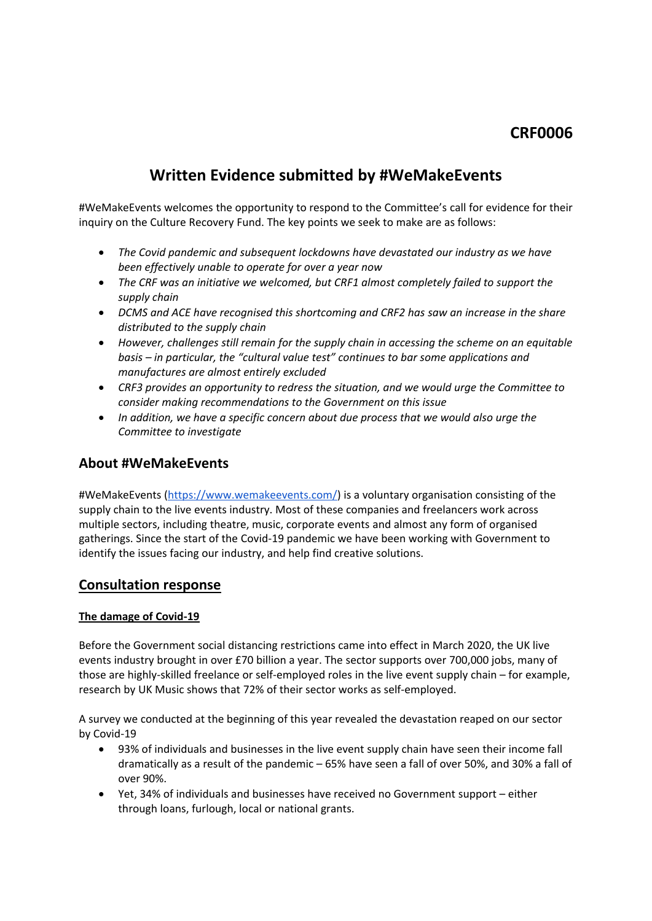**CRF0006**

# Written Evidence submitted by #WeMakeEvents

#WeMakeEvents welcomes the opportunity to respond to the Committee's call for evidence for their inquiry on the Culture Recovery Fund. The key points we seek to make are as follows:

- *The Covid pandemic and subsequent lockdowns have devastated our industry as we have been effectively unable to operate for over a year now*
- *The CRF was an initiative we welcomed, but CRF1 almost completely failed to support the supply chain*
- *DCMS and ACE have recognised this shortcoming and CRF2 has saw an increase in the share distributed to the supply chain*
- *However, challenges still remain for the supply chain in accessing the scheme on an equitable basis – in particular, the "cultural value test" continues to bar some applications and manufactures are almost entirely excluded*
- *CRF3 provides an opportunity to redress the situation, and we would urge the Committee to consider making recommendations to the Government on this issue*
- *In addition, we have a specific concern about due process that we would also urge the Committee to investigate*

## About #WeMakeEvents

#WeMakeEvents (https://www.wemakeevents.com/) is a voluntary organisation consisting of the supply chain to the live events industry. Most of these companies and freelancers work across multiple sectors, including theatre, music, corporate events and almost any form of organised gatherings. Since the start of the Covid-19 pandemic we have been working with Government to identify the issues facing our industry, and help find creative solutions.

## Consultation response

### The damage of Covid-19

Before the Government social distancing restrictions came into effect in March 2020, the UK live events industry brought in over £70 billion a year. The sector supports over 700,000 jobs, many of those are highly-skilled freelance or self-employed roles in the live event supply chain – for example, research by UK Music shows that 72% of their sector works as self-employed.

A survey we conducted at the beginning of this year revealed the devastation reaped on our sector by Covid-19

- 93% of individuals and businesses in the live event supply chain have seen their income fall dramatically as a result of the pandemic – 65% have seen a fall of over 50%, and 30% a fall of over 90%.
- Yet, 34% of individuals and businesses have received no Government support – either through loans, furlough, local or national grants.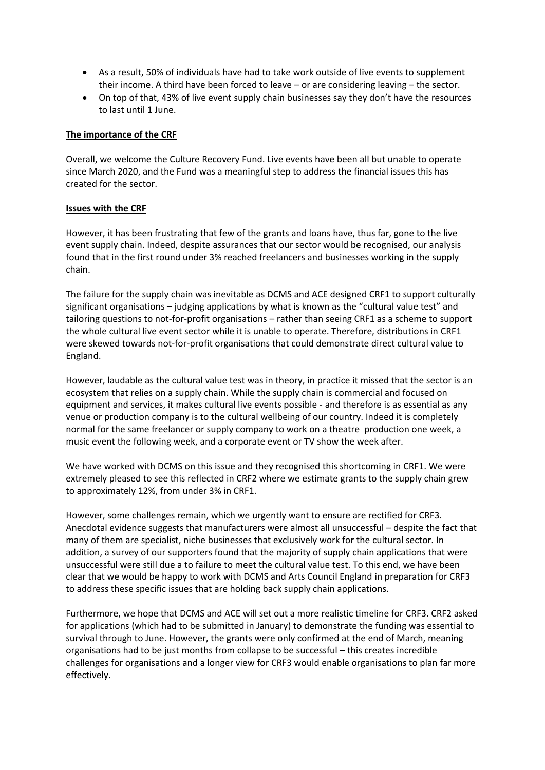- As a result, 50% of individuals have had to take work outside of live events to supplement their income. A third have been forced to leave – or are considering leaving – the sector.
- On top of that, 43% of live event supply chain businesses say they don't have the resources to last until 1 June.

**The importance of the CRF**

Overall, we welcome the Culture Recovery Fund. Live events have been all but unable to operate since March 2020, and the Fund was a meaningful step to address the financial issues this has created for the sector.

**Issues with the CRF**

However, it has been frustrating that few of the grants and loans have, thus far, gone to the live event supply chain. Indeed, despite assurances that our sector would be recognised, our analysis found that in the first round under 3% reached freelancers and businesses working in the supply chain.

The failure for the supply chain was inevitable as DCMS and ACE designed CRF1 to support culturally significant organisations – judging applications by what is known as the "cultural value test" and tailoring questions to not-for-profit organisations – rather than seeing CRF1 as a scheme to support the whole cultural live event sector while it is unable to operate. Therefore, distributions in CRF1 were skewed towards not-for-profit organisations that could demonstrate direct cultural value to England.

However, laudable as the cultural value test was in theory, in practice it missed that the sector is an ecosystem that relies on a supply chain. While the supply chain is commercial and focused on equipment and services, it makes cultural live events possible - and therefore is as essential as any venue or production company is to the cultural wellbeing of our country. Indeed it is completely normal for the same freelancer or supply company to work on a theatre production one week, a music event the following week, and a corporate event or TV show the week after.

We have worked with DCMS on this issue and they recognised this shortcoming in CRF1. We were extremely pleased to see this reflected in CRF2 where we estimate grants to the supply chain grew to approximately 12%, from under 3% in CRF1.

However, some challenges remain, which we urgently want to ensure are rectified for CRF3. Anecdotal evidence suggests that manufacturers were almost all unsuccessful – despite the fact that many of them are specialist, niche businesses that exclusively work for the cultural sector. In addition, a survey of our supporters found that the majority of supply chain applications that were unsuccessful were still due a to failure to meet the cultural value test. To this end, we have been clear that we would be happy to work with DCMS and Arts Council England in preparation for CRF3 to address these specific issues that are holding back supply chain applications.

Furthermore, we hope that DCMS and ACE will set out a more realistic timeline for CRF3. CRF2 asked for applications (which had to be submitted in January) to demonstrate the funding was essential to survival through to June. However, the grants were only confirmed at the end of March, meaning organisations had to be just months from collapse to be successful – this creates incredible challenges for organisations and a longer view for CRF3 would enable organisations to plan far more effectively.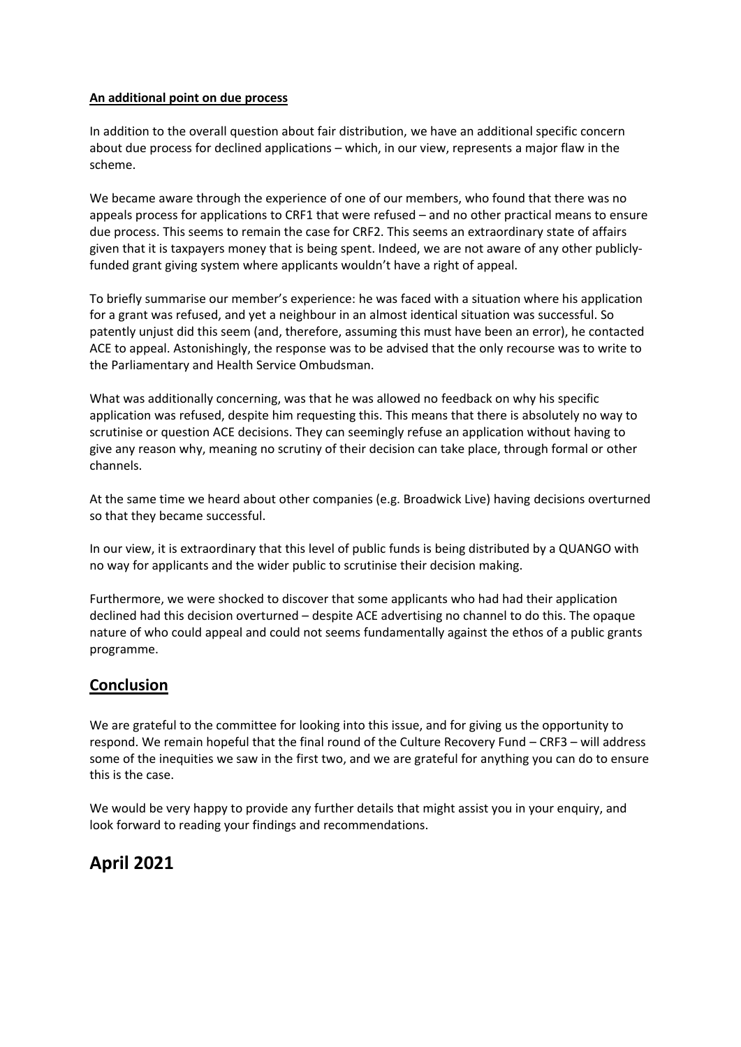**An additional point on due process**

In addition to the overall question about fair distribution, we have an additional specific concern about due process for declined applications – which, in our view, represents a major flaw in the scheme.

We became aware through the experience of one of our members, who found that there was no appeals process for applications to CRF1 that were refused – and no other practical means to ensure due process. This seems to remain the case for CRF2. This seems an extraordinary state of affairs given that it is taxpayers money that is being spent. Indeed, we are not aware of any other publicly-funded grant giving system where applicants wouldn't have a right of appeal.

To briefly summarise our member's experience: he was faced with a situation where his application for a grant was refused, and yet a neighbour in an almost identical situation was successful. So patently unjust did this seem (and, therefore, assuming this must have been an error), he contacted ACE to appeal. Astonishingly, the response was to be advised that the only recourse was to write to the Parliamentary and Health Service Ombudsman.

What was additionally concerning, was that he was allowed no feedback on why his specific application was refused, despite him requesting this. This means that there is absolutely no way to scrutinise or question ACE decisions. They can seemingly refuse an application without having to give any reason why, meaning no scrutiny of their decision can take place, through formal or other channels.

At the same time we heard about other companies (e.g. Broadwick Live) having decisions overturned so that they became successful.

In our view, it is extraordinary that this level of public funds is being distributed by a QUANGO with no way for applicants and the wider public to scrutinise their decision making.

Furthermore, we were shocked to discover that some applicants who had had their application declined had this decision overturned – despite ACE advertising no channel to do this. The opaque nature of who could appeal and could not seems fundamentally against the ethos of a public grants programme.

## Conclusion

We are grateful to the committee for looking into this issue, and for giving us the opportunity to respond. We remain hopeful that the final round of the Culture Recovery Fund – CRF3 – will address some of the inequities we saw in the first two, and we are grateful for anything you can do to ensure this is the case.

We would be very happy to provide any further details that might assist you in your enquiry, and look forward to reading your findings and recommendations.

# April 2021